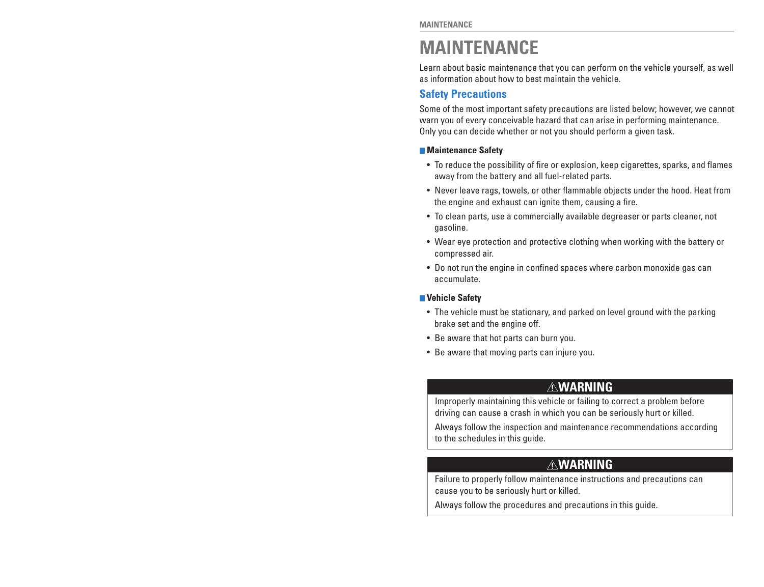# MAINTENANCE

Learn about basic maintenance that you can perform on the vehicle yourself, as well as information about how to best maintain the vehicle.

## Safety Precautions

Some of the most important safety precautions are listed below; however, we cannot warn you of every conceivable hazard that can arise in performing maintenance. Only you can decide whether or not you should perform a given task.

### Maintenance Safety

- To reduce the possibility of fire or explosion, keep cigarettes, sparks, and flames away from the battery and all fuel-related parts.
- Never leave rags, towels, or other flammable objects under the hood. Heat from the engine and exhaust can ignite them, causing a fire.
- To clean parts, use a commercially available degreaser or parts cleaner, not gasoline.
- Wear eye protection and protective clothing when working with the battery or compressed air.
- Do not run the engine in confined spaces where carbon monoxide gas can accumulate.

### Vehicle Safety

- The vehicle must be stationary, and parked on level ground with the parking brake set and the engine off.
- Be aware that hot parts can burn you.
- Be aware that moving parts can injure you.

**⚠WARNING**

Improperly maintaining this vehicle or failing to correct a problem before driving can cause a crash in which you can be seriously hurt or killed.

Always follow the inspection and maintenance recommendations according to the schedules in this guide.

**⚠WARNING**

Failure to properly follow maintenance instructions and precautions can cause you to be seriously hurt or killed.

Always follow the procedures and precautions in this guide.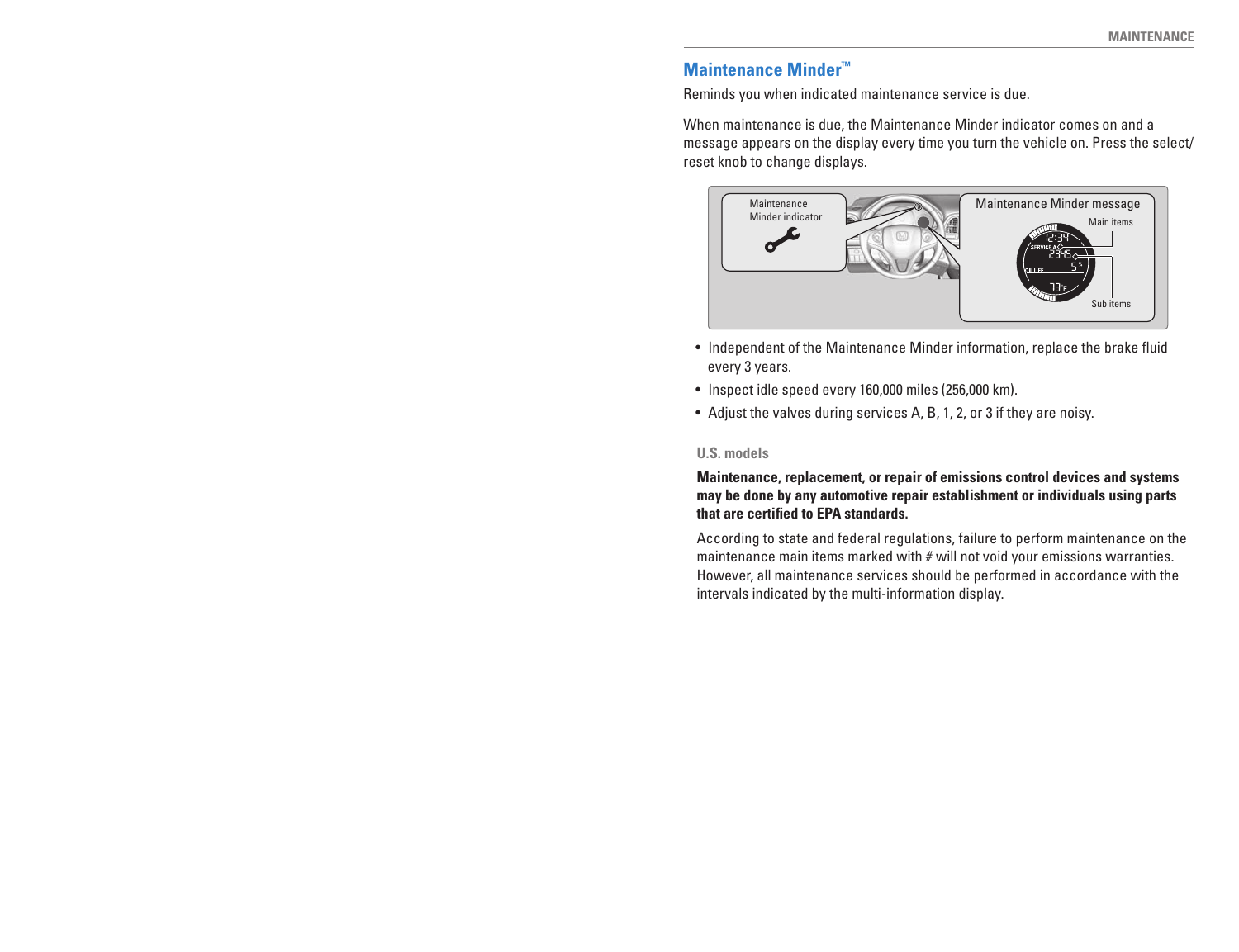## Maintenance Minder™

Reminds you when indicated maintenance service is due.

When maintenance is due, the Maintenance Minder indicator comes on and a message appears on the display every time you turn the vehicle on. Press the select/ reset knob to change displays.

Maintenance Minder indicator

Maintenance Minder message

Main items

Sub items

- Independent of the Maintenance Minder information, replace the brake fluid every 3 years.
- Inspect idle speed every 160,000 miles (256,000 km).
- Adjust the valves during services A, B, 1, 2, or 3 if they are noisy.

### U.S. models

**Maintenance, replacement, or repair of emissions control devices and systems may be done by any automotive repair establishment or individuals using parts that are certified to EPA standards.**

According to state and federal regulations, failure to perform maintenance on the maintenance main items marked with # will not void your emissions warranties. However, all maintenance services should be performed in accordance with the intervals indicated by the multi-information display.